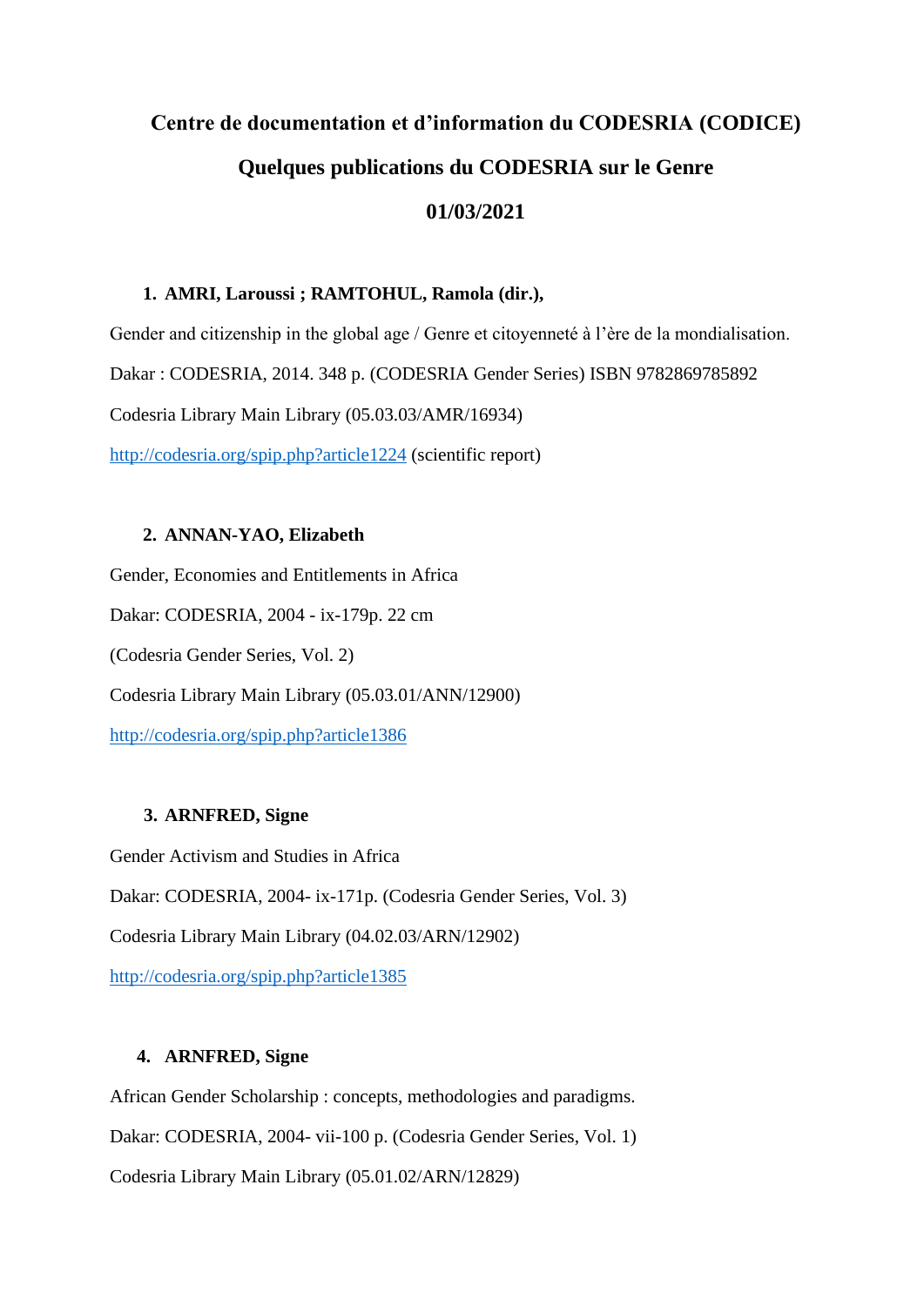# Centre de documentation et d'information du CODESRIA (CODICE)

## Quelques publications du CODESRIA sur le Genre

## 01/03/2021

1. **AMRI, Laroussi ; RAMTOHUL, Ramola (dir.),**

Gender and citizenship in the global age / Genre et citoyenneté à l'ère de la mondialisation.

Dakar : CODESRIA, 2014. 348 p. (CODESRIA Gender Series) ISBN 9782869785892

Codesria Library Main Library (05.03.03/AMR/16934)

http://codesria.org/spip.php?article1224 (scientific report)

2. **ANNAN-YAO, Elizabeth**

Gender, Economies and Entitlements in Africa

Dakar: CODESRIA, 2004 - ix-179p. 22 cm

(Codesria Gender Series, Vol. 2)

Codesria Library Main Library (05.03.01/ANN/12900)

http://codesria.org/spip.php?article1386

3. **ARNFRED, Signe**

Gender Activism and Studies in Africa

Dakar: CODESRIA, 2004- ix-171p. (Codesria Gender Series, Vol. 3)

Codesria Library Main Library (04.02.03/ARN/12902)

http://codesria.org/spip.php?article1385

4. **ARNFRED, Signe**

African Gender Scholarship : concepts, methodologies and paradigms.

Dakar: CODESRIA, 2004- vii-100 p. (Codesria Gender Series, Vol. 1)

Codesria Library Main Library (05.01.02/ARN/12829)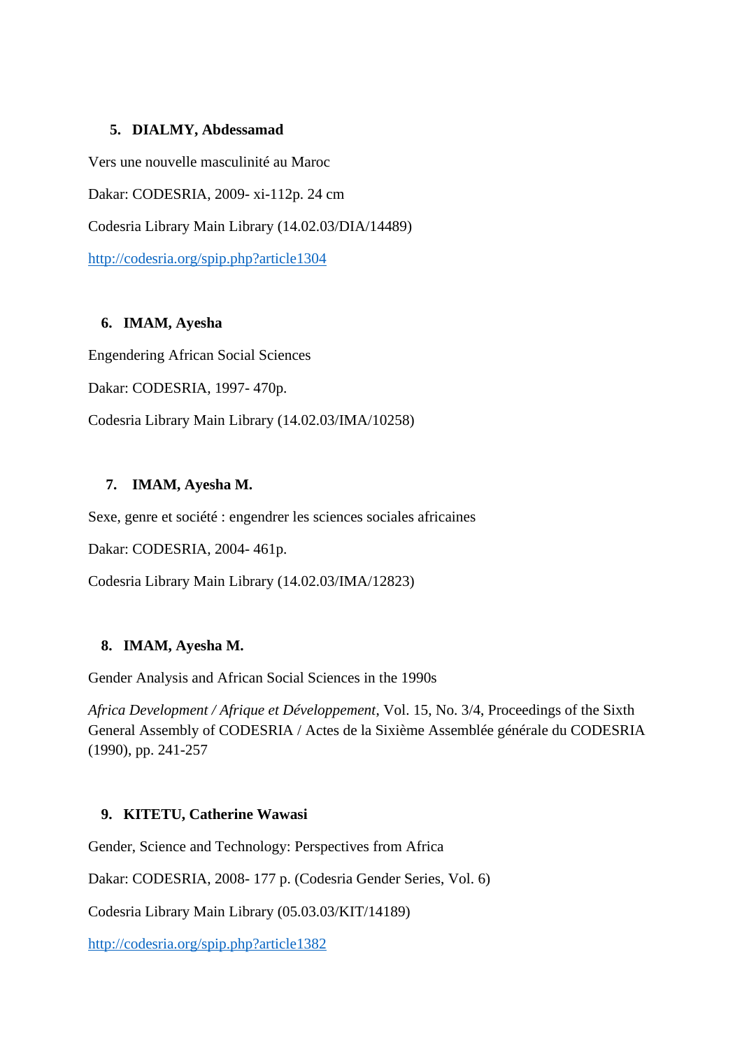5. **DIALMY, Abdessamad**

Vers une nouvelle masculinité au Maroc

Dakar: CODESRIA, 2009- xi-112p. 24 cm

Codesria Library Main Library (14.02.03/DIA/14489)

http://codesria.org/spip.php?article1304

6. **IMAM, Ayesha**

Engendering African Social Sciences

Dakar: CODESRIA, 1997- 470p.

Codesria Library Main Library (14.02.03/IMA/10258)

7. **IMAM, Ayesha M.**

Sexe, genre et société : engendrer les sciences sociales africaines

Dakar: CODESRIA, 2004- 461p.

Codesria Library Main Library (14.02.03/IMA/12823)

8. **IMAM, Ayesha M.**

Gender Analysis and African Social Sciences in the 1990s

*Africa Development / Afrique et Développement*, Vol. 15, No. 3/4, Proceedings of the Sixth General Assembly of CODESRIA / Actes de la Sixième Assemblée générale du CODESRIA (1990), pp. 241-257

9. **KITETU, Catherine Wawasi**

Gender, Science and Technology: Perspectives from Africa

Dakar: CODESRIA, 2008- 177 p. (Codesria Gender Series, Vol. 6)

Codesria Library Main Library (05.03.03/KIT/14189)

http://codesria.org/spip.php?article1382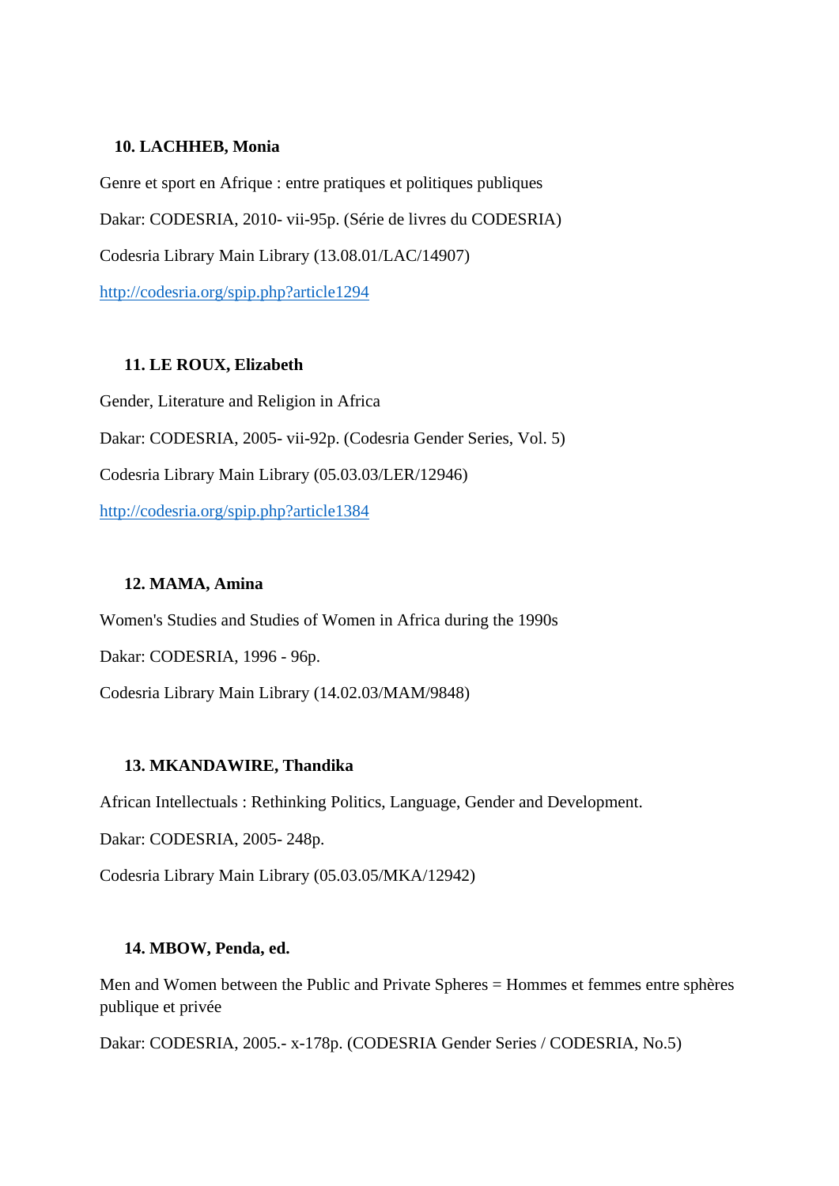**10. LACHHEB, Monia**

Genre et sport en Afrique : entre pratiques et politiques publiques

Dakar: CODESRIA, 2010- vii-95p. (Série de livres du CODESRIA)

Codesria Library Main Library (13.08.01/LAC/14907)

http://codesria.org/spip.php?article1294

**11. LE ROUX, Elizabeth**

Gender, Literature and Religion in Africa

Dakar: CODESRIA, 2005- vii-92p. (Codesria Gender Series, Vol. 5)

Codesria Library Main Library (05.03.03/LER/12946)

http://codesria.org/spip.php?article1384

**12. MAMA, Amina**

Women's Studies and Studies of Women in Africa during the 1990s

Dakar: CODESRIA, 1996 - 96p.

Codesria Library Main Library (14.02.03/MAM/9848)

**13. MKANDAWIRE, Thandika**

African Intellectuals : Rethinking Politics, Language, Gender and Development.

Dakar: CODESRIA, 2005- 248p.

Codesria Library Main Library (05.03.05/MKA/12942)

**14. MBOW, Penda, ed.**

Men and Women between the Public and Private Spheres = Hommes et femmes entre sphères publique et privée

Dakar: CODESRIA, 2005.- x-178p. (CODESRIA Gender Series / CODESRIA, No.5)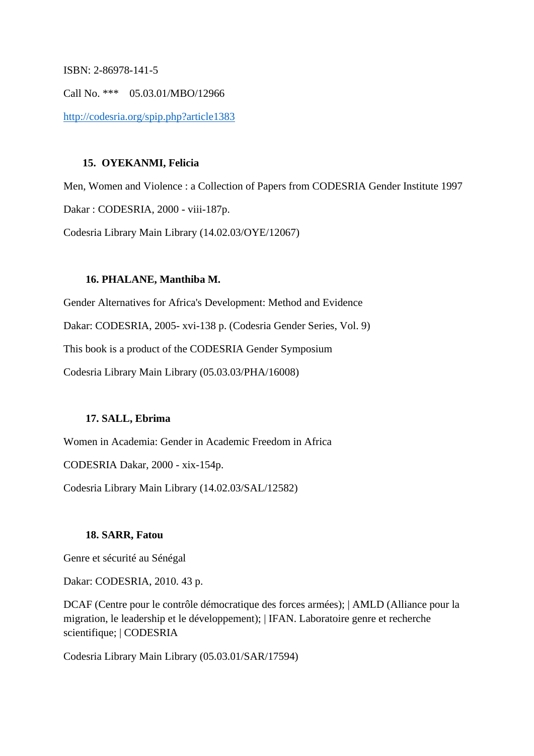ISBN: 2-86978-141-5

Call No. *** 05.03.01/MBO/12966

http://codesria.org/spip.php?article1383

15. **OYEKANMI, Felicia**

Men, Women and Violence : a Collection of Papers from CODESRIA Gender Institute 1997

Dakar : CODESRIA, 2000 - viii-187p.

Codesria Library Main Library (14.02.03/OYE/12067)

16. **PHALANE, Manthiba M.**

Gender Alternatives for Africa's Development: Method and Evidence

Dakar: CODESRIA, 2005- xvi-138 p. (Codesria Gender Series, Vol. 9)

This book is a product of the CODESRIA Gender Symposium

Codesria Library Main Library (05.03.03/PHA/16008)

17. **SALL, Ebrima**

Women in Academia: Gender in Academic Freedom in Africa

CODESRIA Dakar, 2000 - xix-154p.

Codesria Library Main Library (14.02.03/SAL/12582)

18. **SARR, Fatou**

Genre et sécurité au Sénégal

Dakar: CODESRIA, 2010. 43 p.

DCAF (Centre pour le contrôle démocratique des forces armées); | AMLD (Alliance pour la migration, le leadership et le développement); | IFAN. Laboratoire genre et recherche scientifique; | CODESRIA

Codesria Library Main Library (05.03.01/SAR/17594)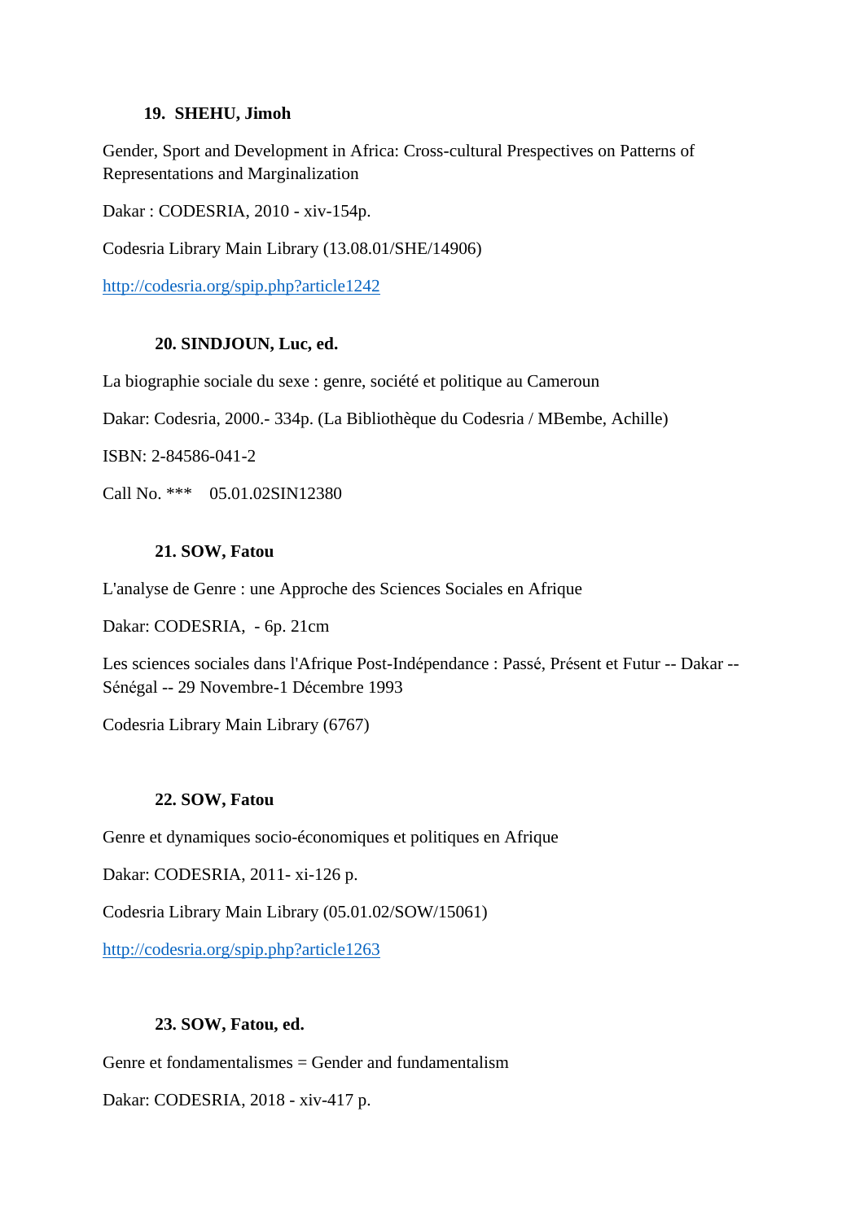**19. SHEHU, Jimoh**

Gender, Sport and Development in Africa: Cross-cultural Prespectives on Patterns of Representations and Marginalization

Dakar : CODESRIA, 2010 - xiv-154p.

Codesria Library Main Library (13.08.01/SHE/14906)

http://codesria.org/spip.php?article1242

**20. SINDJOUN, Luc, ed.**

La biographie sociale du sexe : genre, société et politique au Cameroun

Dakar: Codesria, 2000.- 334p. (La Bibliothèque du Codesria / MBembe, Achille)

ISBN: 2-84586-041-2

Call No. *** 05.01.02SIN12380

**21. SOW, Fatou**

L'analyse de Genre : une Approche des Sciences Sociales en Afrique

Dakar: CODESRIA, - 6p. 21cm

Les sciences sociales dans l'Afrique Post-Indépendance : Passé, Présent et Futur -- Dakar -- Sénégal -- 29 Novembre-1 Décembre 1993

Codesria Library Main Library (6767)

**22. SOW, Fatou**

Genre et dynamiques socio-économiques et politiques en Afrique

Dakar: CODESRIA, 2011- xi-126 p.

Codesria Library Main Library (05.01.02/SOW/15061)

http://codesria.org/spip.php?article1263

**23. SOW, Fatou, ed.**

Genre et fondamentalismes = Gender and fundamentalism

Dakar: CODESRIA, 2018 - xiv-417 p.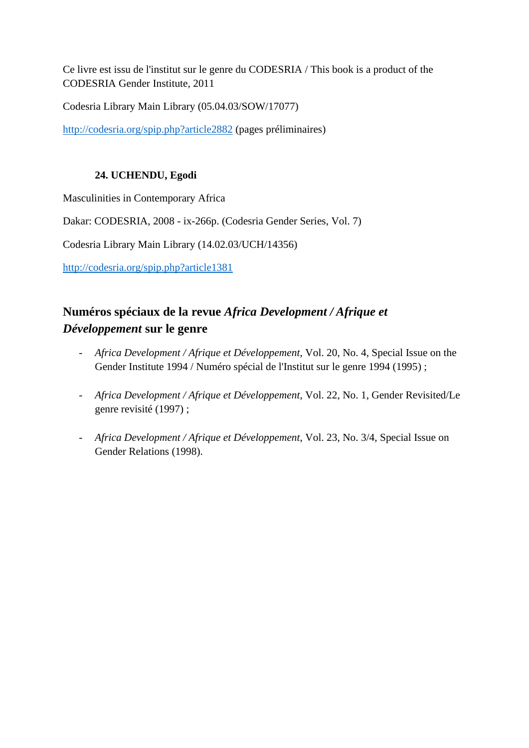Ce livre est issu de l'institut sur le genre du CODESRIA / This book is a product of the CODESRIA Gender Institute, 2011

Codesria Library Main Library (05.04.03/SOW/17077)

[http://codesria.org/spip.php?article2882](http://codesria.org/spip.php?article2882) (pages préliminaires)

**24. UCHENDU, Egodi**

Masculinities in Contemporary Africa

Dakar: CODESRIA, 2008 - ix-266p. (Codesria Gender Series, Vol. 7)

Codesria Library Main Library (14.02.03/UCH/14356)

[http://codesria.org/spip.php?article1381](http://codesria.org/spip.php?article1381)

## Numéros spéciaux de la revue *Africa Development / Afrique et Développement* sur le genre

- *Africa Development / Afrique et Développement*, Vol. 20, No. 4, Special Issue on the Gender Institute 1994 / Numéro spécial de l'Institut sur le genre 1994 (1995) ;

- *Africa Development / Afrique et Développement*, Vol. 22, No. 1, Gender Revisited/Le genre revisité (1997) ;

- *Africa Development / Afrique et Développement*, Vol. 23, No. 3/4, Special Issue on Gender Relations (1998).